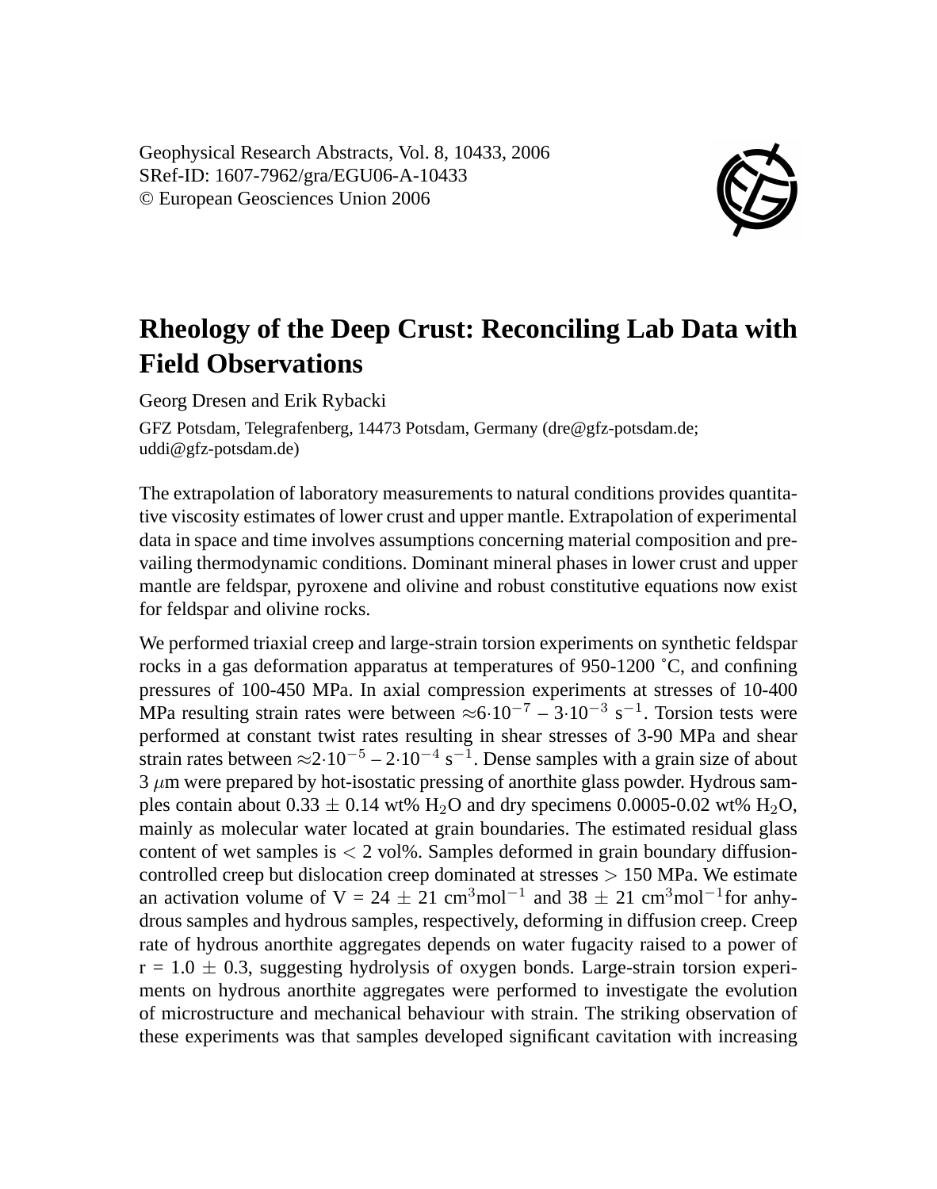# Rheology of the Deep Crust: Reconciling Lab Data with Field Observations

Georg Dresen and Erik Rybacki

GFZ Potsdam, Telegrafenberg, 14473 Potsdam, Germany (dre@gfz-potsdam.de; uddi@gfz-potsdam.de)

The extrapolation of laboratory measurements to natural conditions provides quantitative viscosity estimates of lower crust and upper mantle. Extrapolation of experimental data in space and time involves assumptions concerning material composition and prevailing thermodynamic conditions. Dominant mineral phases in lower crust and upper mantle are feldspar, pyroxene and olivine and robust constitutive equations now exist for feldspar and olivine rocks.

We performed triaxial creep and large-strain torsion experiments on synthetic feldspar rocks in a gas deformation apparatus at temperatures of 950-1200 ˚C, and confining pressures of 100-450 MPa. In axial compression experiments at stresses of 10-400 MPa resulting strain rates were between $\approx 6 \cdot 10^{-7}$ – $3 \cdot 10^{-3}$ $s^{-1}$. Torsion tests were performed at constant twist rates resulting in shear stresses of 3-90 MPa and shear strain rates between $\approx 2 \cdot 10^{-5}$ – $2 \cdot 10^{-4}$ $s^{-1}$. Dense samples with a grain size of about 3 $\mu$m were prepared by hot-isostatic pressing of anorthite glass powder. Hydrous samples contain about $0.33 \pm 0.14$ wt% $H_2O$ and dry specimens 0.0005-0.02 wt% $H_2O$, mainly as molecular water located at grain boundaries. The estimated residual glass content of wet samples is $< 2$ vol%. Samples deformed in grain boundary diffusion-controlled creep but dislocation creep dominated at stresses $> 150$ MPa. We estimate an activation volume of V = $24 \pm 21$ $cm^3mol^{-1}$ and $38 \pm 21$ $cm^3mol^{-1}$for anhydrous samples and hydrous samples, respectively, deforming in diffusion creep. Creep rate of hydrous anorthite aggregates depends on water fugacity raised to a power of $r = 1.0 \pm 0.3$, suggesting hydrolysis of oxygen bonds. Large-strain torsion experiments on hydrous anorthite aggregates were performed to investigate the evolution of microstructure and mechanical behaviour with strain. The striking observation of these experiments was that samples developed significant cavitation with increasing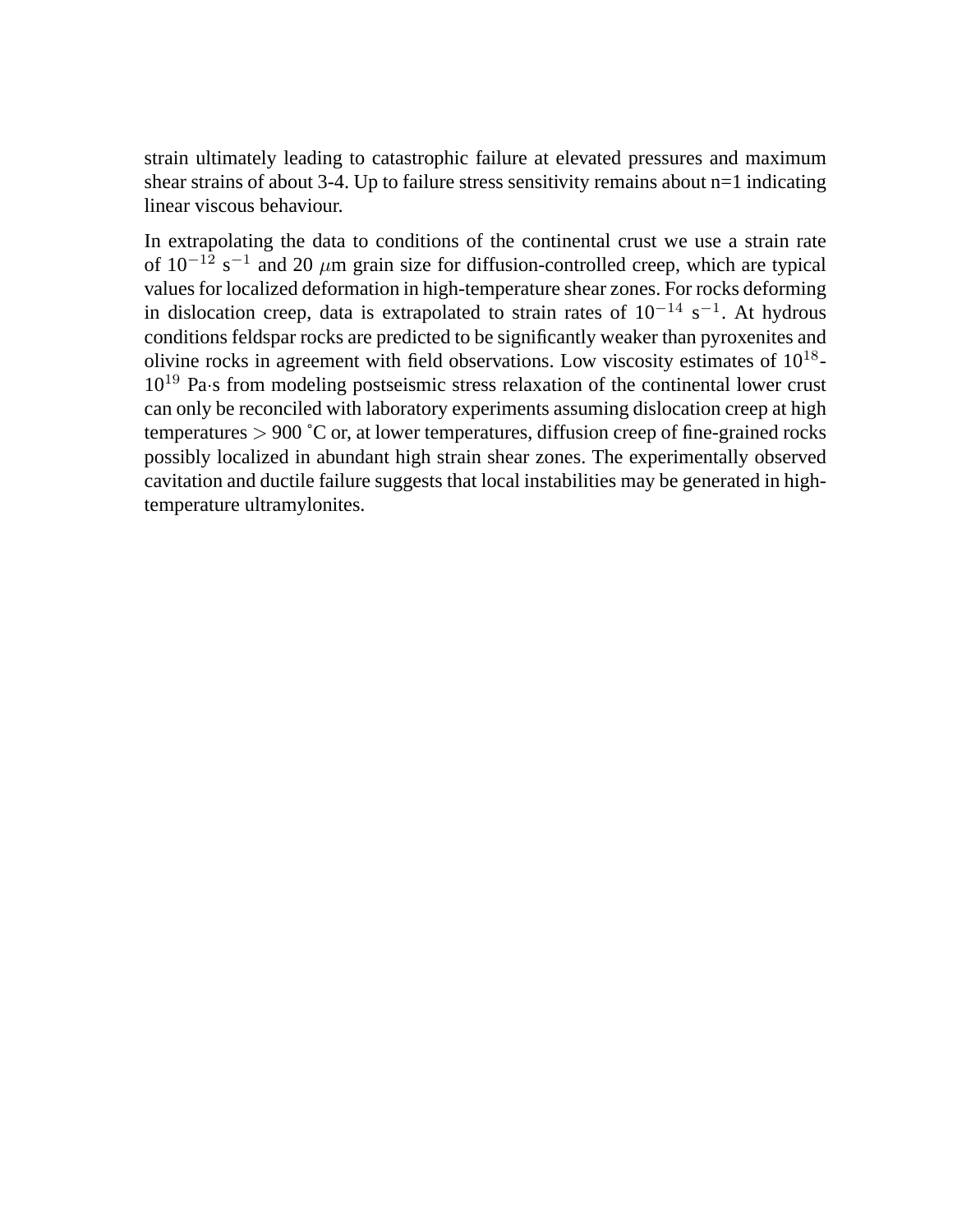strain ultimately leading to catastrophic failure at elevated pressures and maximum shear strains of about 3-4. Up to failure stress sensitivity remains about n=1 indicating linear viscous behaviour.

In extrapolating the data to conditions of the continental crust we use a strain rate of $10^{-12}$ $s^{-1}$ and 20 $\mu$m grain size for diffusion-controlled creep, which are typical values for localized deformation in high-temperature shear zones. For rocks deforming in dislocation creep, data is extrapolated to strain rates of $10^{-14}$ $s^{-1}$. At hydrous conditions feldspar rocks are predicted to be significantly weaker than pyroxenites and olivine rocks in agreement with field observations. Low viscosity estimates of $10^{18}$-$10^{19}$ Pa·s from modeling postseismic stress relaxation of the continental lower crust can only be reconciled with laboratory experiments assuming dislocation creep at high temperatures $> 900$ ˚C or, at lower temperatures, diffusion creep of fine-grained rocks possibly localized in abundant high strain shear zones. The experimentally observed cavitation and ductile failure suggests that local instabilities may be generated in high-temperature ultramylonites.